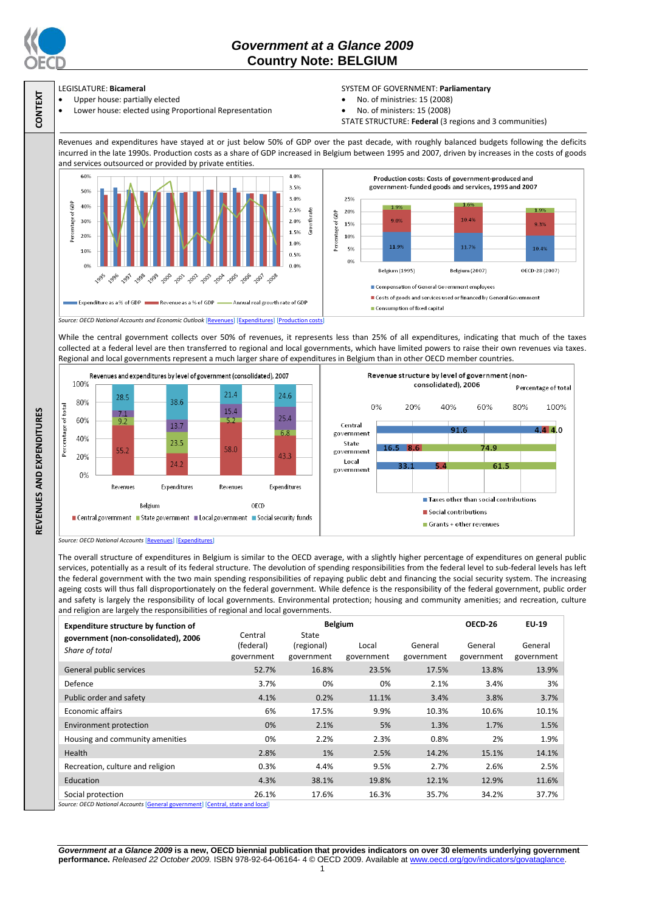# Government at a Glance 2009
## Country Note: BELGIUM

CONTEXT

LEGISLATURE: **Bicameral**
- Upper house: partially elected
- Lower house: elected using Proportional Representation

SYSTEM OF GOVERNMENT: **Parliamentary**
- No. of ministries: 15 (2008)
- No. of ministers: 15 (2008)

STATE STRUCTURE: **Federal** (3 regions and 3 communities)

REVENUES AND EXPENDITURES

Revenues and expenditures have stayed at or just below 50% of GDP over the past decade, with roughly balanced budgets following the deficits incurred in the late 1990s. Production costs as a share of GDP increased in Belgium between 1995 and 2007, driven by increases in the costs of goods and services outsourced or provided by private entities.

*Source: OECD National Accounts and Economic Outlook* [Revenues] [Expenditures] [Production costs]

While the central government collects over 50% of revenues, it represents less than 25% of all expenditures, indicating that much of the taxes collected at a federal level are then transferred to regional and local governments, which have limited powers to raise their own revenues via taxes. Regional and local governments represent a much larger share of expenditures in Belgium than in other OECD member countries.

*Source: OECD National Accounts* [Revenues] [Expenditures]

The overall structure of expenditures in Belgium is similar to the OECD average, with a slightly higher percentage of expenditures on general public services, potentially as a result of its federal structure. The devolution of spending responsibilities from the federal level to sub-federal levels has left the federal government with the two main spending responsibilities of repaying public debt and financing the social security system. The increasing ageing costs will thus fall disproportionately on the federal government. While defence is the responsibility of the federal government, public order and safety is largely the responsibility of local governments. Environmental protection; housing and community amenities; and recreation, culture and religion are largely the responsibilities of regional and local governments.

| **Expenditure structure by function of government (non-consolidated), 2006** *Share of total* | Belgium | | | | OECD-26 | EU-19 |
|---|---|---|---|---|---|---|
| | Central (federal) government | State (regional) government | Local government | General government | General government | General government |
| General public services | 52.7% | 16.8% | 23.5% | 17.5% | 13.8% | 13.9% |
| Defence | 3.7% | 0% | 0% | 2.1% | 3.4% | 3% |
| Public order and safety | 4.1% | 0.2% | 11.1% | 3.4% | 3.8% | 3.7% |
| Economic affairs | 6% | 17.5% | 9.9% | 10.3% | 10.6% | 10.1% |
| Environment protection | 0% | 2.1% | 5% | 1.3% | 1.7% | 1.5% |
| Housing and community amenities | 0% | 2.2% | 2.3% | 0.8% | 2% | 1.9% |
| Health | 2.8% | 1% | 2.5% | 14.2% | 15.1% | 14.1% |
| Recreation, culture and religion | 0.3% | 4.4% | 9.5% | 2.7% | 2.6% | 2.5% |
| Education | 4.3% | 38.1% | 19.8% | 12.1% | 12.9% | 11.6% |
| Social protection | 26.1% | 17.6% | 16.3% | 35.7% | 34.2% | 37.7% |

*Source: OECD National Accounts* [General government] [Central, state and local]

***Government at a Glance 2009*** **is a new, OECD biennial publication that provides indicators on over 30 elements underlying government performance.** *Released 22 October 2009.* ISBN 978-92-64-06164- 4 © OECD 2009. Available at www.oecd.org/gov/indicators/govataglance.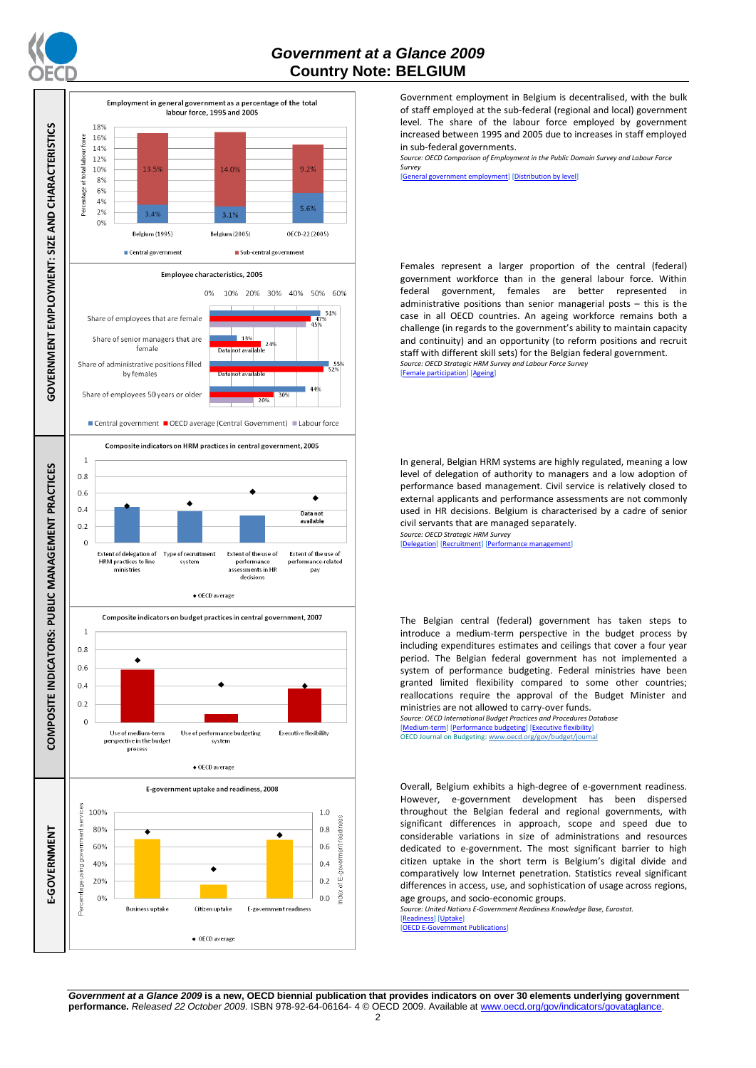# Government at a Glance 2009
## Country Note: BELGIUM

## GOVERNMENT EMPLOYMENT: SIZE AND CHARACTERISTICS

**Employment in general government as a percentage of the total labour force, 1995 and 2005**

| | Central government | Sub-central government |
|---|---|---|
| Belgium (1995) | 3.4% | 13.5% |
| Belgium (2005) | 3.1% | 14.0% |
| OECD-22 (2005) | 5.6% | 9.2% |

Government employment in Belgium is decentralised, with the bulk of staff employed at the sub-federal (regional and local) government level. The share of the labour force employed by government increased between 1995 and 2005 due to increases in staff employed in sub-federal governments.

*Source: OECD Comparison of Employment in the Public Domain Survey and Labour Force Survey*

[General government employment] [Distribution by level]

**Employee characteristics, 2005**

| | Central government | OECD average (Central Government) | Labour force |
|---|---|---|---|
| Share of employees that are female | 51% | 47% | 45% |
| Share of senior managers that are female | 13% | 24% | Data not available |
| Share of administrative positions filled by females | 55% | 52% | Data not available |
| Share of employees 50 years or older | 44% | 30% | 20% |

Females represent a larger proportion of the central (federal) government workforce than in the general labour force. Within federal government, females are better represented in administrative positions than senior managerial posts – this is the case in all OECD countries. An ageing workforce remains both a challenge (in regards to the government's ability to maintain capacity and continuity) and an opportunity (to reform positions and recruit staff with different skill sets) for the Belgian federal government.

*Source: OECD Strategic HRM Survey and Labour Force Survey*

[Female participation] [Ageing]

## COMPOSITE INDICATORS: PUBLIC MANAGEMENT PRACTICES

**Composite indicators on HRM practices in central government, 2005**

Indicators: Extent of delegation of HRM practices to line ministries; Type of recruitment system; Extent of the use of performance assessments in HR decisions; Extent of the use of performance-related pay (Data not available). ◆ OECD average

In general, Belgian HRM systems are highly regulated, meaning a low level of delegation of authority to managers and a low adoption of performance based management. Civil service is relatively closed to external applicants and performance assessments are not commonly used in HR decisions. Belgium is characterised by a cadre of senior civil servants that are managed separately.

*Source: OECD Strategic HRM Survey*

[Delegation] [Recruitment] [Performance management]

**Composite indicators on budget practices in central government, 2007**

Indicators: Use of medium-term perspective in the budget process; Use of performance budgeting system; Executive flexibility. ◆ OECD average

The Belgian central (federal) government has taken steps to introduce a medium-term perspective in the budget process by including expenditures estimates and ceilings that cover a four year period. The Belgian federal government has not implemented a system of performance budgeting. Federal ministries have been granted limited flexibility compared to some other countries; reallocations require the approval of the Budget Minister and ministries are not allowed to carry-over funds.

*Source: OECD International Budget Practices and Procedures Database*

[Medium-term] [Performance budgeting] [Executive flexibility]

OECD Journal on Budgeting: www.oecd.org/gov/budget/journal

## E-GOVERNMENT

**E-government uptake and readiness, 2008**

Indicators: Business uptake; Citizen uptake (percentage using government services); E-government readiness (index). ◆ OECD average

Overall, Belgium exhibits a high-degree of e-government readiness. However, e-government development has been dispersed throughout the Belgian federal and regional governments, with significant differences in approach, scope and speed due to considerable variations in size of administrations and resources dedicated to e-government. The most significant barrier to high citizen uptake in the short term is Belgium's digital divide and comparatively low Internet penetration. Statistics reveal significant differences in access, use, and sophistication of usage across regions, age groups, and socio-economic groups.

*Source: United Nations E-Government Readiness Knowledge Base, Eurostat.*

[Readiness] [Uptake]

[OECD E-Government Publications]

***Government at a Glance 2009*** **is a new, OECD biennial publication that provides indicators on over 30 elements underlying government performance.** *Released 22 October 2009.* ISBN 978-92-64-06164- 4 © OECD 2009. Available at www.oecd.org/gov/indicators/govataglance.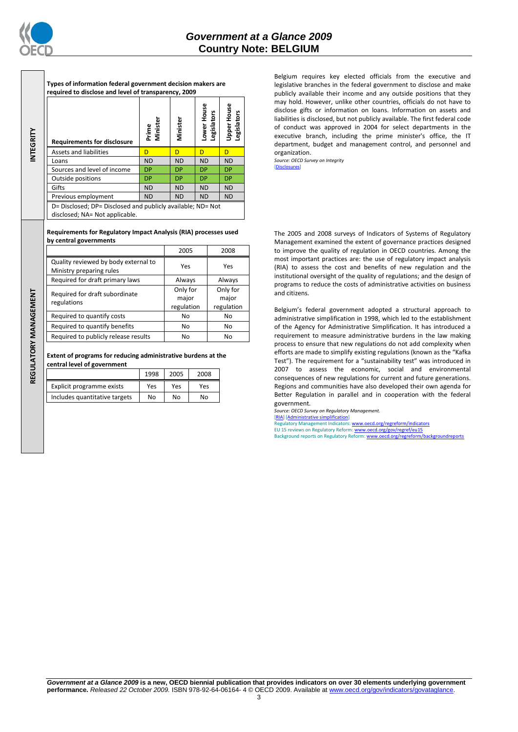## INTEGRITY

**Types of information federal government decision makers are required to disclose and level of transparency, 2009**

| Requirements for disclosure | Prime Minister | Minister | Lower House Legislators | Upper House Legislators |
|---|---|---|---|---|
| Assets and liabilities | D | D | D | D |
| Loans | ND | ND | ND | ND |
| Sources and level of income | DP | DP | DP | DP |
| Outside positions | DP | DP | DP | DP |
| Gifts | ND | ND | ND | ND |
| Previous employment | ND | ND | ND | ND |

D= Disclosed; DP= Disclosed and publicly available; ND= Not disclosed; NA= Not applicable.

Belgium requires key elected officials from the executive and legislative branches in the federal government to disclose and make publicly available their income and any outside positions that they may hold. However, unlike other countries, officials do not have to disclose gifts or information on loans. Information on assets and liabilities is disclosed, but not publicly available. The first federal code of conduct was approved in 2004 for select departments in the executive branch, including the prime minister's office, the IT department, budget and management control, and personnel and organization.

*Source: OECD Survey on Integrity*
[Disclosures]

## REGULATORY MANAGEMENT

**Requirements for Regulatory Impact Analysis (RIA) processes used by central governments**

| | 2005 | 2008 |
|---|---|---|
| Quality reviewed by body external to Ministry preparing rules | Yes | Yes |
| Required for draft primary laws | Always | Always |
| Required for draft subordinate regulations | Only for major regulation | Only for major regulation |
| Required to quantify costs | No | No |
| Required to quantify benefits | No | No |
| Required to publicly release results | No | No |

**Extent of programs for reducing administrative burdens at the central level of government**

| | 1998 | 2005 | 2008 |
|---|---|---|---|
| Explicit programme exists | Yes | Yes | Yes |
| Includes quantitative targets | No | No | No |

The 2005 and 2008 surveys of Indicators of Systems of Regulatory Management examined the extent of governance practices designed to improve the quality of regulation in OECD countries. Among the most important practices are: the use of regulatory impact analysis (RIA) to assess the cost and benefits of new regulation and the institutional oversight of the quality of regulations; and the design of programs to reduce the costs of administrative activities on business and citizens.

Belgium's federal government adopted a structural approach to administrative simplification in 1998, which led to the establishment of the Agency for Administrative Simplification. It has introduced a requirement to measure administrative burdens in the law making process to ensure that new regulations do not add complexity when efforts are made to simplify existing regulations (known as the "Kafka Test"). The requirement for a "sustainability test" was introduced in 2007 to assess the economic, social and environmental consequences of new regulations for current and future generations. Regions and communities have also developed their own agenda for Better Regulation in parallel and in cooperation with the federal government.

*Source: OECD Survey on Regulatory Management.*
[RIA] [Administrative simplification]
Regulatory Management Indicators: www.oecd.org/regreform/indicators
EU 15 reviews on Regulatory Reform: www.oecd.org/gov/regref/eu15
Background reports on Regulatory Reform: www.oecd.org/regreform/backgroundreports

**Government at a Glance 2009 is a new, OECD biennial publication that provides indicators on over 30 elements underlying government performance.** *Released 22 October 2009.* ISBN 978-92-64-06164- 4 © OECD 2009. Available at www.oecd.org/gov/indicators/govataglance.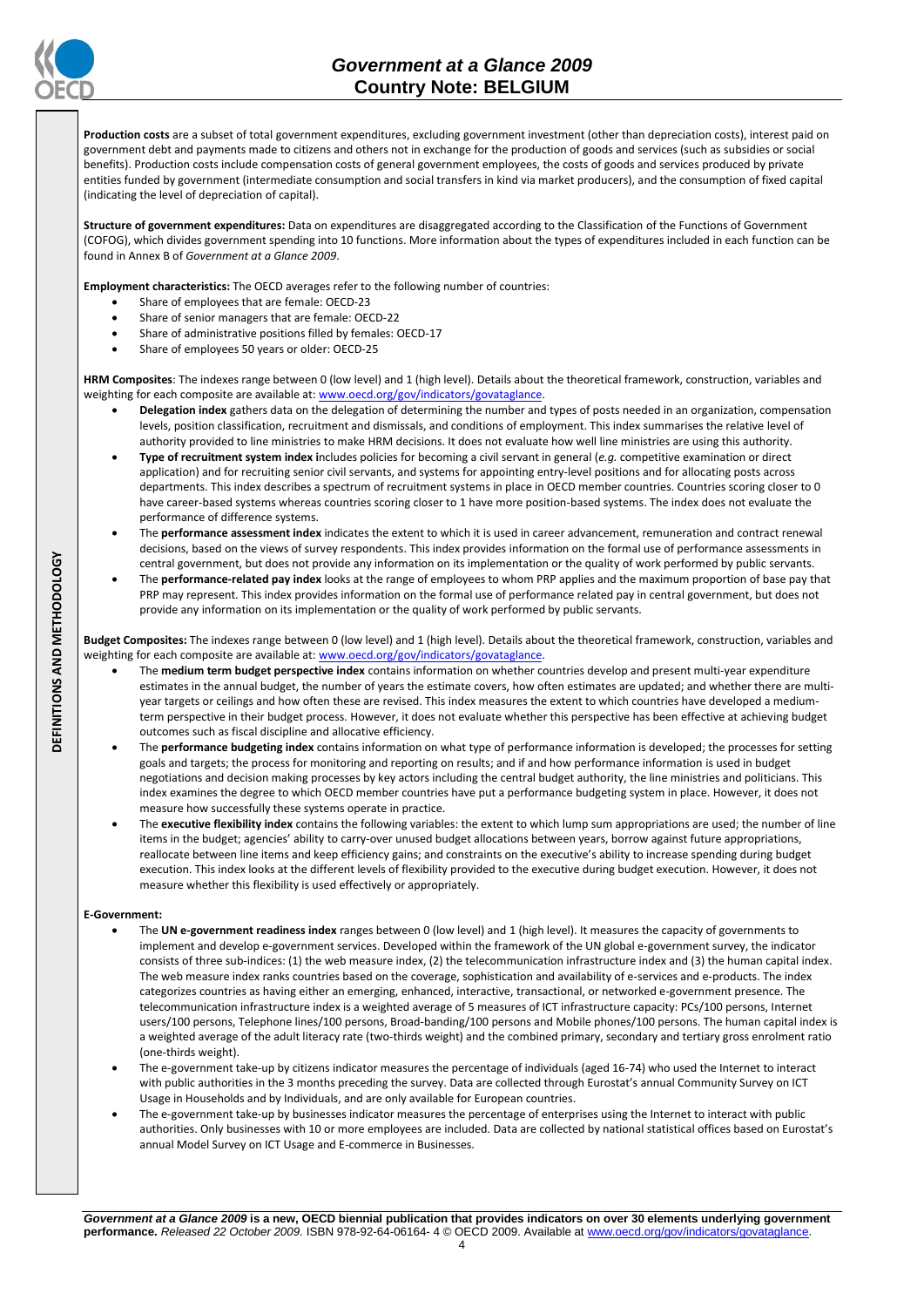**Production costs** are a subset of total government expenditures, excluding government investment (other than depreciation costs), interest paid on government debt and payments made to citizens and others not in exchange for the production of goods and services (such as subsidies or social benefits). Production costs include compensation costs of general government employees, the costs of goods and services produced by private entities funded by government (intermediate consumption and social transfers in kind via market producers), and the consumption of fixed capital (indicating the level of depreciation of capital).

**Structure of government expenditures:** Data on expenditures are disaggregated according to the Classification of the Functions of Government (COFOG), which divides government spending into 10 functions. More information about the types of expenditures included in each function can be found in Annex B of *Government at a Glance 2009*.

**Employment characteristics:** The OECD averages refer to the following number of countries:

- Share of employees that are female: OECD-23
- Share of senior managers that are female: OECD-22
- Share of administrative positions filled by females: OECD-17
- Share of employees 50 years or older: OECD-25

**HRM Composites**: The indexes range between 0 (low level) and 1 (high level). Details about the theoretical framework, construction, variables and weighting for each composite are available at: www.oecd.org/gov/indicators/govataglance.

- **Delegation index** gathers data on the delegation of determining the number and types of posts needed in an organization, compensation levels, position classification, recruitment and dismissals, and conditions of employment. This index summarises the relative level of authority provided to line ministries to make HRM decisions. It does not evaluate how well line ministries are using this authority.
- **Type of recruitment system index i**ncludes policies for becoming a civil servant in general (*e.g.* competitive examination or direct application) and for recruiting senior civil servants, and systems for appointing entry-level positions and for allocating posts across departments. This index describes a spectrum of recruitment systems in place in OECD member countries. Countries scoring closer to 0 have career-based systems whereas countries scoring closer to 1 have more position-based systems. The index does not evaluate the performance of difference systems.
- The **performance assessment index** indicates the extent to which it is used in career advancement, remuneration and contract renewal decisions, based on the views of survey respondents. This index provides information on the formal use of performance assessments in central government, but does not provide any information on its implementation or the quality of work performed by public servants.
- The **performance-related pay index** looks at the range of employees to whom PRP applies and the maximum proportion of base pay that PRP may represent. This index provides information on the formal use of performance related pay in central government, but does not provide any information on its implementation or the quality of work performed by public servants.

**Budget Composites:** The indexes range between 0 (low level) and 1 (high level). Details about the theoretical framework, construction, variables and weighting for each composite are available at: www.oecd.org/gov/indicators/govataglance.

- The **medium term budget perspective index** contains information on whether countries develop and present multi-year expenditure estimates in the annual budget, the number of years the estimate covers, how often estimates are updated; and whether there are multi-year targets or ceilings and how often these are revised. This index measures the extent to which countries have developed a medium-term perspective in their budget process. However, it does not evaluate whether this perspective has been effective at achieving budget outcomes such as fiscal discipline and allocative efficiency.
- The **performance budgeting index** contains information on what type of performance information is developed; the processes for setting goals and targets; the process for monitoring and reporting on results; and if and how performance information is used in budget negotiations and decision making processes by key actors including the central budget authority, the line ministries and politicians. This index examines the degree to which OECD member countries have put a performance budgeting system in place. However, it does not measure how successfully these systems operate in practice.
- The **executive flexibility index** contains the following variables: the extent to which lump sum appropriations are used; the number of line items in the budget; agencies' ability to carry-over unused budget allocations between years, borrow against future appropriations, reallocate between line items and keep efficiency gains; and constraints on the executive's ability to increase spending during budget execution. This index looks at the different levels of flexibility provided to the executive during budget execution. However, it does not measure whether this flexibility is used effectively or appropriately.

**E-Government:**

- The **UN e-government readiness index** ranges between 0 (low level) and 1 (high level). It measures the capacity of governments to implement and develop e-government services. Developed within the framework of the UN global e-government survey, the indicator consists of three sub-indices: (1) the web measure index, (2) the telecommunication infrastructure index and (3) the human capital index. The web measure index ranks countries based on the coverage, sophistication and availability of e-services and e-products. The index categorizes countries as having either an emerging, enhanced, interactive, transactional, or networked e-government presence. The telecommunication infrastructure index is a weighted average of 5 measures of ICT infrastructure capacity: PCs/100 persons, Internet users/100 persons, Telephone lines/100 persons, Broad-banding/100 persons and Mobile phones/100 persons. The human capital index is a weighted average of the adult literacy rate (two-thirds weight) and the combined primary, secondary and tertiary gross enrolment ratio (one-thirds weight).
- The e-government take-up by citizens indicator measures the percentage of individuals (aged 16-74) who used the Internet to interact with public authorities in the 3 months preceding the survey. Data are collected through Eurostat's annual Community Survey on ICT Usage in Households and by Individuals, and are only available for European countries.
- The e-government take-up by businesses indicator measures the percentage of enterprises using the Internet to interact with public authorities. Only businesses with 10 or more employees are included. Data are collected by national statistical offices based on Eurostat's annual Model Survey on ICT Usage and E-commerce in Businesses.